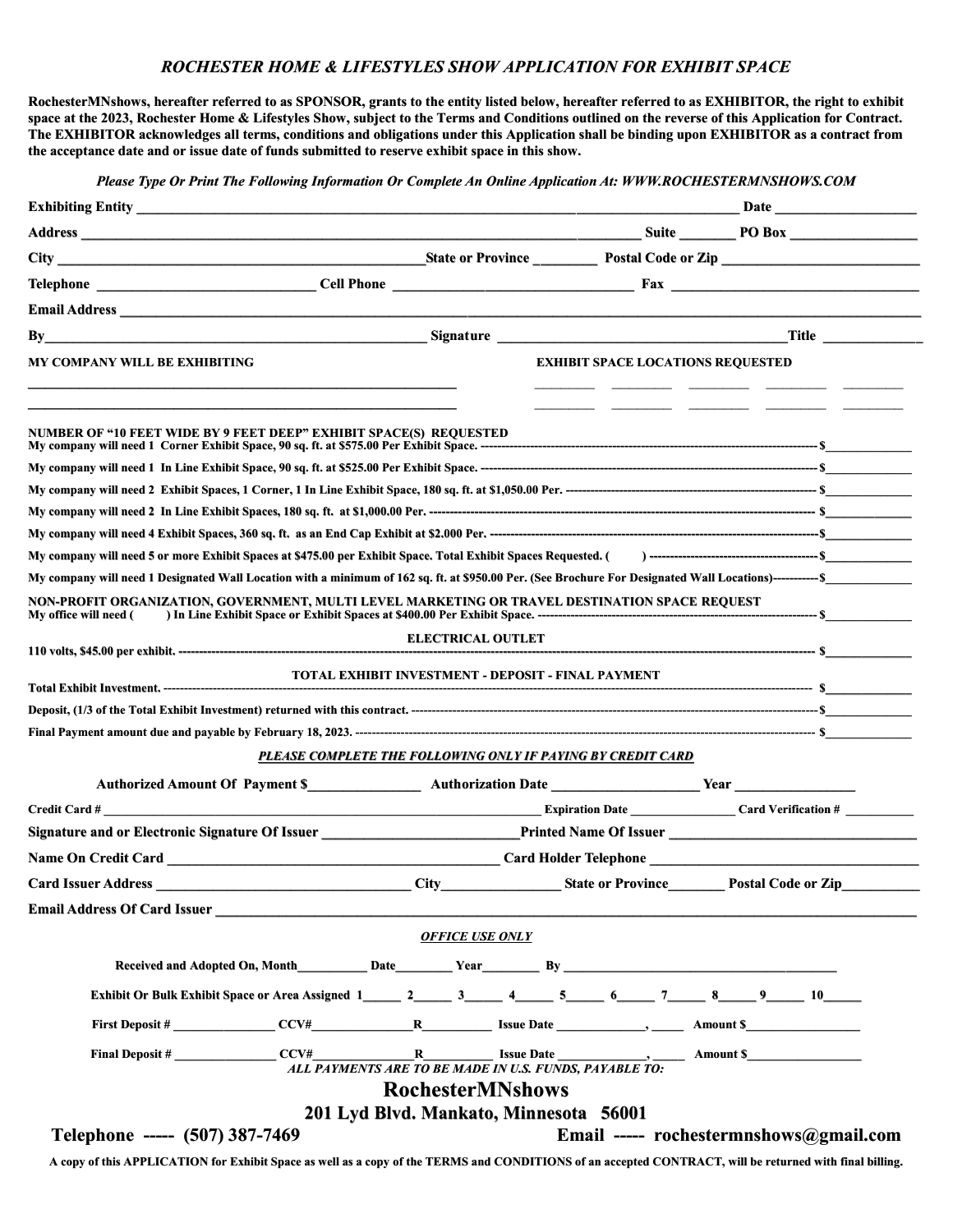# *ROCHESTER HOME & LIFESTYLES SHOW APPLICATION FOR EXHIBIT SPACE*

**RochesterMNshows, hereafter referred to as SPONSOR, grants to the entity listed below, hereafter referred to as EXHIBITOR, the right to exhibit space at the 2023, Rochester Home & Lifestyles Show, subject to the Terms and Conditions outlined on the reverse of this Application for Contract. The EXHIBITOR acknowledges all terms, conditions and obligations under this Application shall be binding upon EXHIBITOR as a contract from the acceptance date and or issue date of funds submitted to reserve exhibit space in this show.**

***Please Type Or Print The Following Information Or Complete An Online Application At: WWW.ROCHESTERMNSHOWS.COM***

**Exhibiting Entity** ______________________________ **Date** ______________

**Address** ______________________________ **Suite** ________ **PO Box** ______________

**City** ______________________________ **State or Province** ________ **Postal Code or Zip** ______________

**Telephone** ______________ **Cell Phone** ______________ **Fax** ______________

**Email Address** ______________________________

**By** ______________________________ **Signature** ______________________________ **Title** ______________

**MY COMPANY WILL BE EXHIBITING**

______________________________

______________________________

**EXHIBIT SPACE LOCATIONS REQUESTED**

________ ________ ________ ________ ________

________ ________ ________ ________ ________

**NUMBER OF "10 FEET WIDE BY 9 FEET DEEP" EXHIBIT SPACE(S) REQUESTED**

**My company will need 1 Corner Exhibit Space, 90 sq. ft. at $575.00 Per Exhibit Space.** ---------- $______________

**My company will need 1 In Line Exhibit Space, 90 sq. ft. at $525.00 Per Exhibit Space.** ---------- $______________

**My company will need 2 Exhibit Spaces, 1 Corner, 1 In Line Exhibit Space, 180 sq. ft. at $1,050.00 Per.** ---------- $______________

**My company will need 2 In Line Exhibit Spaces, 180 sq. ft. at $1,000.00 Per.** ---------- $______________

**My company will need 4 Exhibit Spaces, 360 sq. ft. as an End Cap Exhibit at $2.000 Per.** ---------- $______________

**My company will need 5 or more Exhibit Spaces at $475.00 per Exhibit Space. Total Exhibit Spaces Requested. (        )** ---------- $______________

**My company will need 1 Designated Wall Location with a minimum of 162 sq. ft. at $950.00 Per. (See Brochure For Designated Wall Locations)** ---------- $______________

**NON-PROFIT ORGANIZATION, GOVERNMENT, MULTI LEVEL MARKETING OR TRAVEL DESTINATION SPACE REQUEST**

**My office will need (        ) In Line Exhibit Space or Exhibit Spaces at $400.00 Per Exhibit Space.** ---------- $______________

**ELECTRICAL OUTLET**

**110 volts, $45.00 per exhibit.** ---------- $______________

**TOTAL EXHIBIT INVESTMENT - DEPOSIT - FINAL PAYMENT**

**Total Exhibit Investment.** ---------- $______________

**Deposit, (1/3 of the Total Exhibit Investment) returned with this contract.** ---------- $______________

**Final Payment amount due and payable by February 18, 2023.** ---------- $______________

***PLEASE COMPLETE THE FOLLOWING ONLY IF PAYING BY CREDIT CARD***

**Authorized Amount Of Payment $**______________ **Authorization Date** ______________ **Year** ______________

**Credit Card #** ______________________________ **Expiration Date** ______________ **Card Verification #** ______________

**Signature and or Electronic Signature Of Issuer** ______________________________ **Printed Name Of Issuer** ______________________________

**Name On Credit Card** ______________________________ **Card Holder Telephone** ______________________________

**Card Issuer Address** ______________________________ **City** ______________ **State or Province** ________ **Postal Code or Zip** ______________

**Email Address Of Card Issuer** ______________________________

***OFFICE USE ONLY***

**Received and Adopted On, Month** __________ **Date** ________ **Year** ________ **By** ______________________________

**Exhibit Or Bulk Exhibit Space or Area Assigned 1**______ **2**______ **3**______ **4**______ **5**______ **6**______ **7**______ **8**______ **9**______ **10**______

**First Deposit #** ______________ **CCV#** ______________ **R** __________ **Issue Date** ______________, _____ **Amount $** ______________

**Final Deposit #** ______________ **CCV#** ______________ **R** __________ **Issue Date** ______________, _____ **Amount $** ______________

***ALL PAYMENTS ARE TO BE MADE IN U.S. FUNDS, PAYABLE TO:***

## RochesterMNshows

**201 Lyd Blvd. Mankato, Minnesota 56001**

**Telephone ----- (507) 387-7469**

**Email ----- rochestermnshows@gmail.com**

**A copy of this APPLICATION for Exhibit Space as well as a copy of the TERMS and CONDITIONS of an accepted CONTRACT, will be returned with final billing.**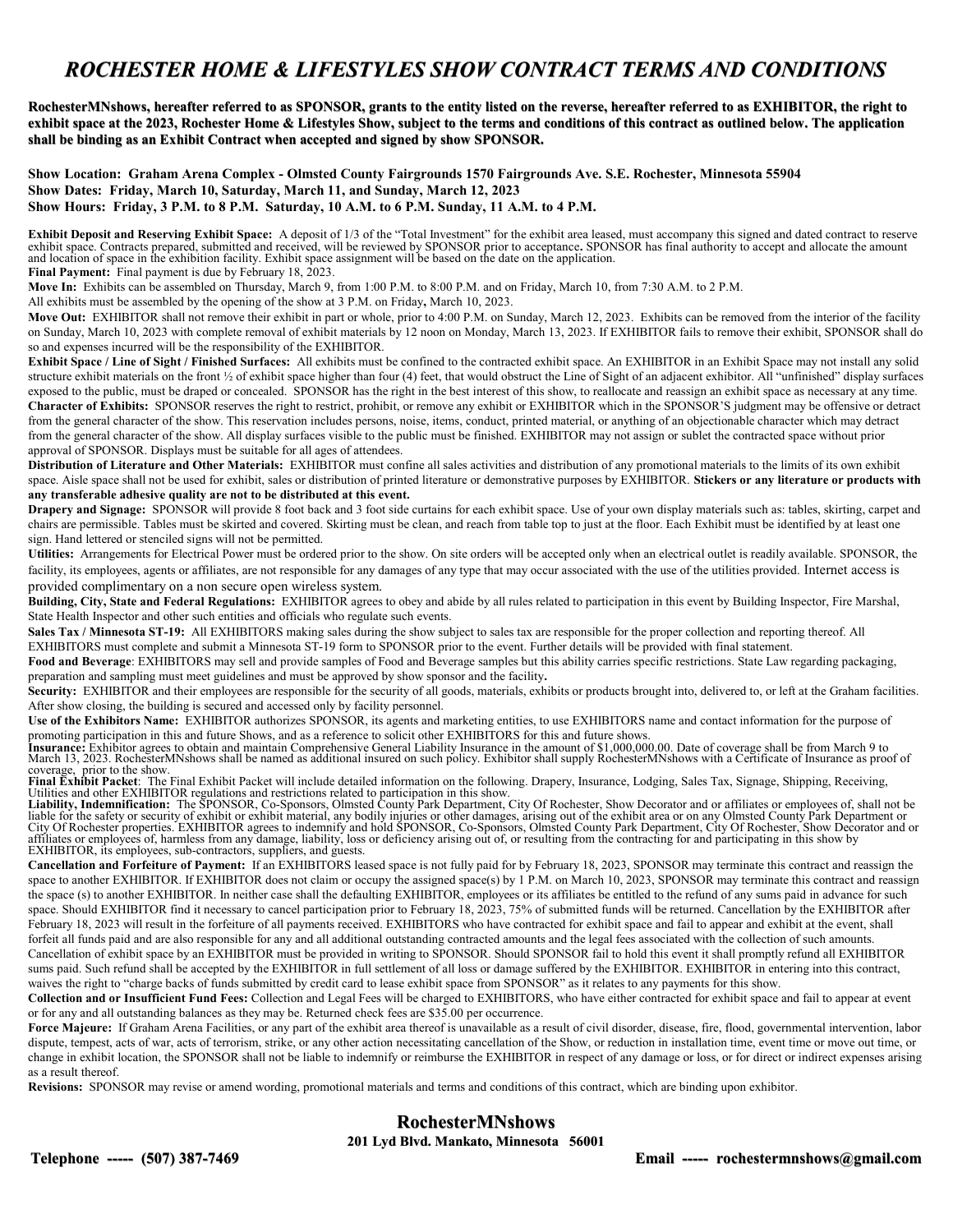# *ROCHESTER HOME & LIFESTYLES SHOW CONTRACT TERMS AND CONDITIONS*

**RochesterMNshows, hereafter referred to as SPONSOR, grants to the entity listed on the reverse, hereafter referred to as EXHIBITOR, the right to exhibit space at the 2023, Rochester Home & Lifestyles Show, subject to the terms and conditions of this contract as outlined below. The application shall be binding as an Exhibit Contract when accepted and signed by show SPONSOR.**

**Show Location: Graham Arena Complex - Olmsted County Fairgrounds 1570 Fairgrounds Ave. S.E. Rochester, Minnesota 55904**
**Show Dates: Friday, March 10, Saturday, March 11, and Sunday, March 12, 2023**
**Show Hours: Friday, 3 P.M. to 8 P.M. Saturday, 10 A.M. to 6 P.M. Sunday, 11 A.M. to 4 P.M.**

**Exhibit Deposit and Reserving Exhibit Space:** A deposit of 1/3 of the "Total Investment" for the exhibit area leased, must accompany this signed and dated contract to reserve exhibit space. Contracts prepared, submitted and received, will be reviewed by SPONSOR prior to acceptance**.** SPONSOR has final authority to accept and allocate the amount and location of space in the exhibition facility. Exhibit space assignment will be based on the date on the application.

**Final Payment:** Final payment is due by February 18, 2023.

**Move In:** Exhibits can be assembled on Thursday, March 9, from 1:00 P.M. to 8:00 P.M. and on Friday, March 10, from 7:30 A.M. to 2 P.M.
All exhibits must be assembled by the opening of the show at 3 P.M. on Friday**,** March 10, 2023.

**Move Out:** EXHIBITOR shall not remove their exhibit in part or whole, prior to 4:00 P.M. on Sunday, March 12, 2023. Exhibits can be removed from the interior of the facility on Sunday, March 10, 2023 with complete removal of exhibit materials by 12 noon on Monday, March 13, 2023. If EXHIBITOR fails to remove their exhibit, SPONSOR shall do so and expenses incurred will be the responsibility of the EXHIBITOR.

**Exhibit Space / Line of Sight / Finished Surfaces:** All exhibits must be confined to the contracted exhibit space. An EXHIBITOR in an Exhibit Space may not install any solid structure exhibit materials on the front ½ of exhibit space higher than four (4) feet, that would obstruct the Line of Sight of an adjacent exhibitor. All "unfinished" display surfaces exposed to the public, must be draped or concealed. SPONSOR has the right in the best interest of this show, to reallocate and reassign an exhibit space as necessary at any time.

**Character of Exhibits:** SPONSOR reserves the right to restrict, prohibit, or remove any exhibit or EXHIBITOR which in the SPONSOR'S judgment may be offensive or detract from the general character of the show. This reservation includes persons, noise, items, conduct, printed material, or anything of an objectionable character which may detract from the general character of the show. All display surfaces visible to the public must be finished. EXHIBITOR may not assign or sublet the contracted space without prior approval of SPONSOR. Displays must be suitable for all ages of attendees.

**Distribution of Literature and Other Materials:** EXHIBITOR must confine all sales activities and distribution of any promotional materials to the limits of its own exhibit space. Aisle space shall not be used for exhibit, sales or distribution of printed literature or demonstrative purposes by EXHIBITOR. **Stickers or any literature or products with any transferable adhesive quality are not to be distributed at this event.**

**Drapery and Signage:** SPONSOR will provide 8 foot back and 3 foot side curtains for each exhibit space. Use of your own display materials such as: tables, skirting, carpet and chairs are permissible. Tables must be skirted and covered. Skirting must be clean, and reach from table top to just at the floor. Each Exhibit must be identified by at least one sign. Hand lettered or stenciled signs will not be permitted.

**Utilities:** Arrangements for Electrical Power must be ordered prior to the show. On site orders will be accepted only when an electrical outlet is readily available. SPONSOR, the facility, its employees, agents or affiliates, are not responsible for any damages of any type that may occur associated with the use of the utilities provided. Internet access is provided complimentary on a non secure open wireless system.

**Building, City, State and Federal Regulations:** EXHIBITOR agrees to obey and abide by all rules related to participation in this event by Building Inspector, Fire Marshal, State Health Inspector and other such entities and officials who regulate such events.

**Sales Tax / Minnesota ST-19:** All EXHIBITORS making sales during the show subject to sales tax are responsible for the proper collection and reporting thereof. All EXHIBITORS must complete and submit a Minnesota ST-19 form to SPONSOR prior to the event. Further details will be provided with final statement.

**Food and Beverage**: EXHIBITORS may sell and provide samples of Food and Beverage samples but this ability carries specific restrictions. State Law regarding packaging, preparation and sampling must meet guidelines and must be approved by show sponsor and the facility**.**

**Security:** EXHIBITOR and their employees are responsible for the security of all goods, materials, exhibits or products brought into, delivered to, or left at the Graham facilities. After show closing, the building is secured and accessed only by facility personnel.

**Use of the Exhibitors Name:** EXHIBITOR authorizes SPONSOR, its agents and marketing entities, to use EXHIBITORS name and contact information for the purpose of promoting participation in this and future Shows, and as a reference to solicit other EXHIBITORS for this and future shows.

**Insurance:** Exhibitor agrees to obtain and maintain Comprehensive General Liability Insurance in the amount of $1,000,000.00. Date of coverage shall be from March 9 to March 13, 2023. RochesterMNshows shall be named as additional insured on such policy. Exhibitor shall supply RochesterMNshows with a Certificate of Insurance as proof of coverage, prior to the show.

**Final Exhibit Packet**: The Final Exhibit Packet will include detailed information on the following. Drapery, Insurance, Lodging, Sales Tax, Signage, Shipping, Receiving, Utilities and other EXHIBITOR regulations and restrictions related to participation in this show.

**Liability, Indemnification:** The SPONSOR, Co-Sponsors, Olmsted County Park Department, City Of Rochester, Show Decorator and or affiliates or employees of, shall not be liable for the safety or security of exhibit or exhibit material, any bodily injuries or other damages, arising out of the exhibit area or on any Olmsted County Park Department or City Of Rochester properties. EXHIBITOR agrees to indemnify and hold SPONSOR, Co-Sponsors, Olmsted County Park Department, City Of Rochester, Show Decorator and or affiliates or employees of, harmless from any damage, liability, loss or deficiency arising out of, or resulting from the contracting for and participating in this show by EXHIBITOR, its employees, sub-contractors, suppliers, and guests.

**Cancellation and Forfeiture of Payment:** If an EXHIBITORS leased space is not fully paid for by February 18, 2023, SPONSOR may terminate this contract and reassign the space to another EXHIBITOR. If EXHIBITOR does not claim or occupy the assigned space(s) by 1 P.M. on March 10, 2023, SPONSOR may terminate this contract and reassign the space (s) to another EXHIBITOR. In neither case shall the defaulting EXHIBITOR, employees or its affiliates be entitled to the refund of any sums paid in advance for such space. Should EXHIBITOR find it necessary to cancel participation prior to February 18, 2023, 75% of submitted funds will be returned. Cancellation by the EXHIBITOR after February 18, 2023 will result in the forfeiture of all payments received. EXHIBITORS who have contracted for exhibit space and fail to appear and exhibit at the event, shall forfeit all funds paid and are also responsible for any and all additional outstanding contracted amounts and the legal fees associated with the collection of such amounts. Cancellation of exhibit space by an EXHIBITOR must be provided in writing to SPONSOR. Should SPONSOR fail to hold this event it shall promptly refund all EXHIBITOR sums paid. Such refund shall be accepted by the EXHIBITOR in full settlement of all loss or damage suffered by the EXHIBITOR. EXHIBITOR in entering into this contract, waives the right to "charge backs of funds submitted by credit card to lease exhibit space from SPONSOR" as it relates to any payments for this show.

**Collection and or Insufficient Fund Fees:** Collection and Legal Fees will be charged to EXHIBITORS, who have either contracted for exhibit space and fail to appear at event or for any and all outstanding balances as they may be. Returned check fees are $35.00 per occurrence.

**Force Majeure:** If Graham Arena Facilities, or any part of the exhibit area thereof is unavailable as a result of civil disorder, disease, fire, flood, governmental intervention, labor dispute, tempest, acts of war, acts of terrorism, strike, or any other action necessitating cancellation of the Show, or reduction in installation time, event time or move out time, or change in exhibit location, the SPONSOR shall not be liable to indemnify or reimburse the EXHIBITOR in respect of any damage or loss, or for direct or indirect expenses arising as a result thereof.

**Revisions:** SPONSOR may revise or amend wording, promotional materials and terms and conditions of this contract, which are binding upon exhibitor.

**RochesterMNshows**
**201 Lyd Blvd. Mankato, Minnesota 56001**

**Telephone ----- (507) 387-7469** **Email ----- rochestermnshows@gmail.com**